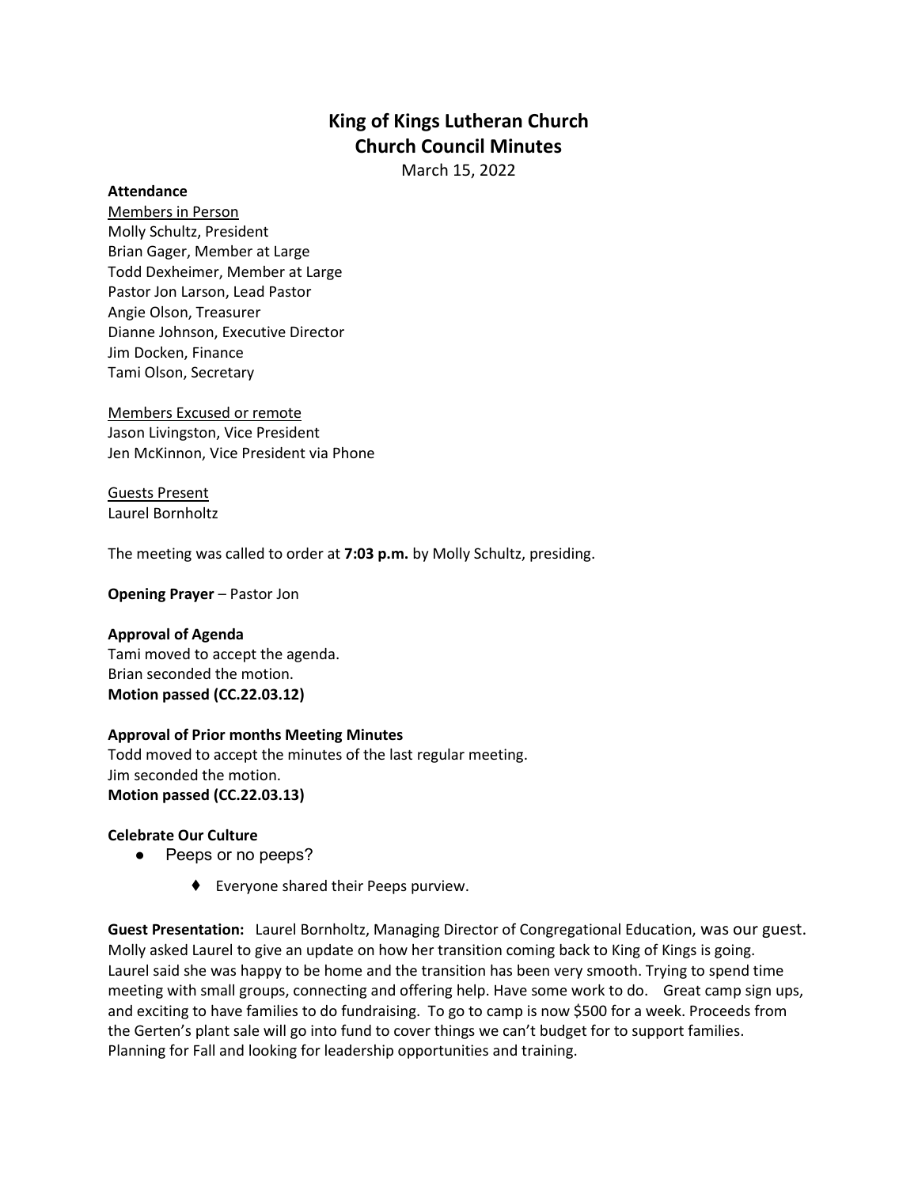# King of Kings Lutheran Church
## Church Council Minutes

March 15, 2022

**Attendance**

Members in Person
Molly Schultz, President
Brian Gager, Member at Large
Todd Dexheimer, Member at Large
Pastor Jon Larson, Lead Pastor
Angie Olson, Treasurer
Dianne Johnson, Executive Director
Jim Docken, Finance
Tami Olson, Secretary

Members Excused or remote
Jason Livingston, Vice President
Jen McKinnon, Vice President via Phone

Guests Present
Laurel Bornholtz

The meeting was called to order at **7:03 p.m.** by Molly Schultz, presiding.

**Opening Prayer** – Pastor Jon

**Approval of Agenda**
Tami moved to accept the agenda.
Brian seconded the motion.
**Motion passed (CC.22.03.12)**

**Approval of Prior months Meeting Minutes**
Todd moved to accept the minutes of the last regular meeting.
Jim seconded the motion.
**Motion passed (CC.22.03.13)**

**Celebrate Our Culture**

- Peeps or no peeps?
  - Everyone shared their Peeps purview.

**Guest Presentation:** Laurel Bornholtz, Managing Director of Congregational Education, was our guest. Molly asked Laurel to give an update on how her transition coming back to King of Kings is going. Laurel said she was happy to be home and the transition has been very smooth. Trying to spend time meeting with small groups, connecting and offering help. Have some work to do. Great camp sign ups, and exciting to have families to do fundraising. To go to camp is now $500 for a week. Proceeds from the Gerten's plant sale will go into fund to cover things we can't budget for to support families. Planning for Fall and looking for leadership opportunities and training.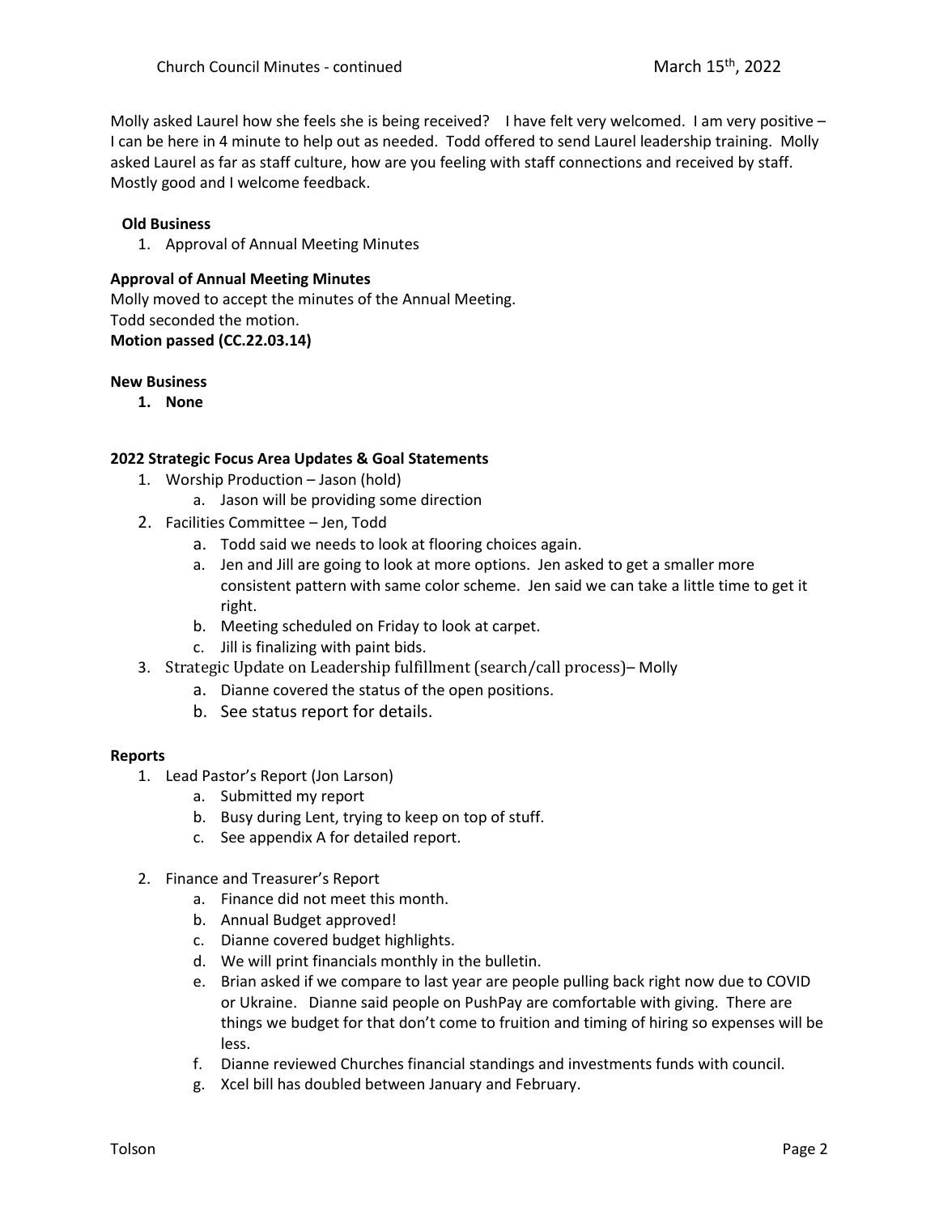Molly asked Laurel how she feels she is being received? I have felt very welcomed. I am very positive – I can be here in 4 minute to help out as needed. Todd offered to send Laurel leadership training. Molly asked Laurel as far as staff culture, how are you feeling with staff connections and received by staff. Mostly good and I welcome feedback.

**Old Business**

1. Approval of Annual Meeting Minutes

**Approval of Annual Meeting Minutes**

Molly moved to accept the minutes of the Annual Meeting.
Todd seconded the motion.
**Motion passed (CC.22.03.14)**

**New Business**

1. **None**

**2022 Strategic Focus Area Updates & Goal Statements**

1. Worship Production – Jason (hold)
   a. Jason will be providing some direction
2. Facilities Committee – Jen, Todd
   a. Todd said we needs to look at flooring choices again.
   a. Jen and Jill are going to look at more options. Jen asked to get a smaller more consistent pattern with same color scheme. Jen said we can take a little time to get it right.
   b. Meeting scheduled on Friday to look at carpet.
   c. Jill is finalizing with paint bids.
3. Strategic Update on Leadership fulfillment (search/call process)– Molly
   a. Dianne covered the status of the open positions.
   b. See status report for details.

**Reports**

1. Lead Pastor's Report (Jon Larson)
   a. Submitted my report
   b. Busy during Lent, trying to keep on top of stuff.
   c. See appendix A for detailed report.
2. Finance and Treasurer's Report
   a. Finance did not meet this month.
   b. Annual Budget approved!
   c. Dianne covered budget highlights.
   d. We will print financials monthly in the bulletin.
   e. Brian asked if we compare to last year are people pulling back right now due to COVID or Ukraine. Dianne said people on PushPay are comfortable with giving. There are things we budget for that don't come to fruition and timing of hiring so expenses will be less.
   f. Dianne reviewed Churches financial standings and investments funds with council.
   g. Xcel bill has doubled between January and February.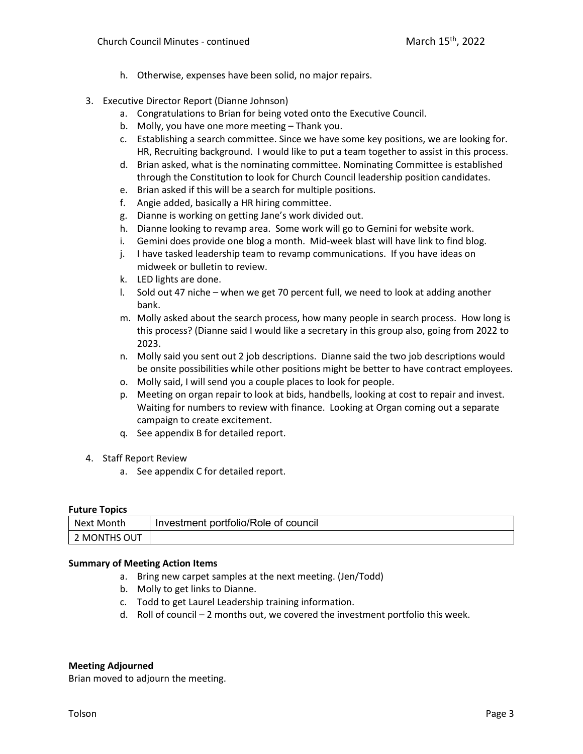h. Otherwise, expenses have been solid, no major repairs.

3. Executive Director Report (Dianne Johnson)
   a. Congratulations to Brian for being voted onto the Executive Council.
   b. Molly, you have one more meeting – Thank you.
   c. Establishing a search committee. Since we have some key positions, we are looking for. HR, Recruiting background. I would like to put a team together to assist in this process.
   d. Brian asked, what is the nominating committee. Nominating Committee is established through the Constitution to look for Church Council leadership position candidates.
   e. Brian asked if this will be a search for multiple positions.
   f. Angie added, basically a HR hiring committee.
   g. Dianne is working on getting Jane's work divided out.
   h. Dianne looking to revamp area. Some work will go to Gemini for website work.
   i. Gemini does provide one blog a month. Mid-week blast will have link to find blog.
   j. I have tasked leadership team to revamp communications. If you have ideas on midweek or bulletin to review.
   k. LED lights are done.
   l. Sold out 47 niche – when we get 70 percent full, we need to look at adding another bank.
   m. Molly asked about the search process, how many people in search process. How long is this process? (Dianne said I would like a secretary in this group also, going from 2022 to 2023.
   n. Molly said you sent out 2 job descriptions. Dianne said the two job descriptions would be onsite possibilities while other positions might be better to have contract employees.
   o. Molly said, I will send you a couple places to look for people.
   p. Meeting on organ repair to look at bids, handbells, looking at cost to repair and invest. Waiting for numbers to review with finance. Looking at Organ coming out a separate campaign to create excitement.
   q. See appendix B for detailed report.

4. Staff Report Review
   a. See appendix C for detailed report.

**Future Topics**

| Next Month | Investment portfolio/Role of council |
|---|---|
| 2 MONTHS OUT | |

**Summary of Meeting Action Items**

a. Bring new carpet samples at the next meeting. (Jen/Todd)
b. Molly to get links to Dianne.
c. Todd to get Laurel Leadership training information.
d. Roll of council – 2 months out, we covered the investment portfolio this week.

**Meeting Adjourned**

Brian moved to adjourn the meeting.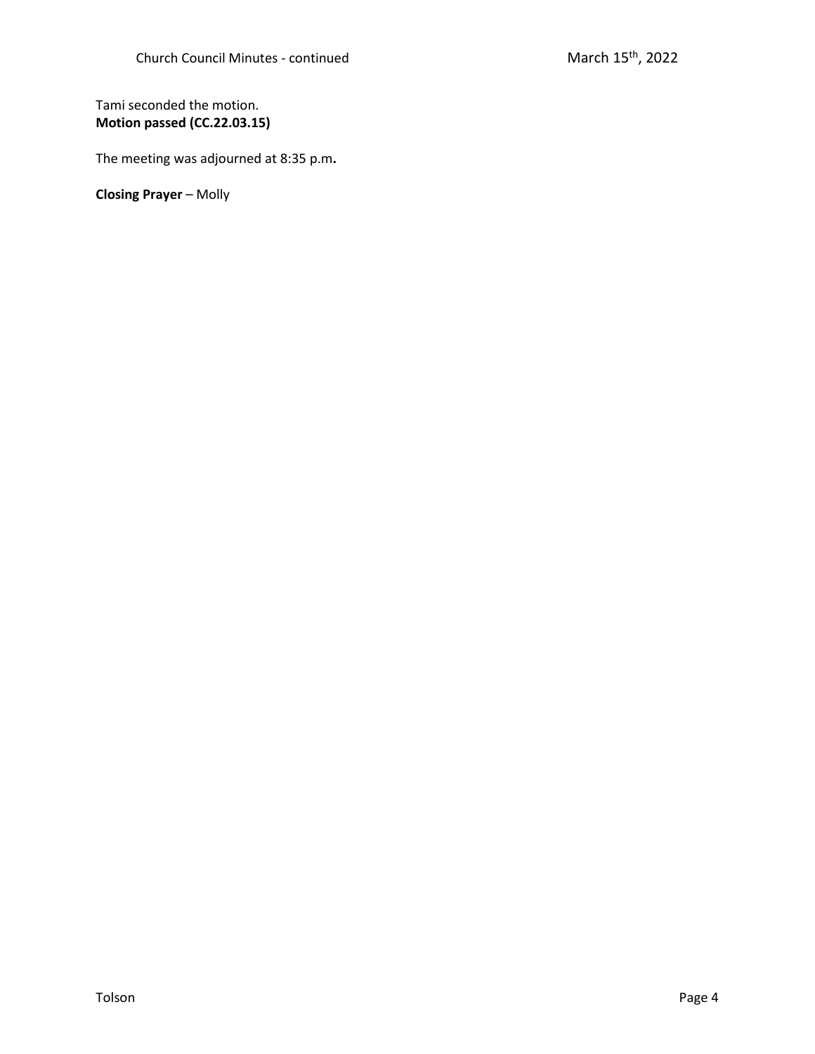Tami seconded the motion.
**Motion passed (CC.22.03.15)**

The meeting was adjourned at 8:35 p.m**.**

**Closing Prayer** – Molly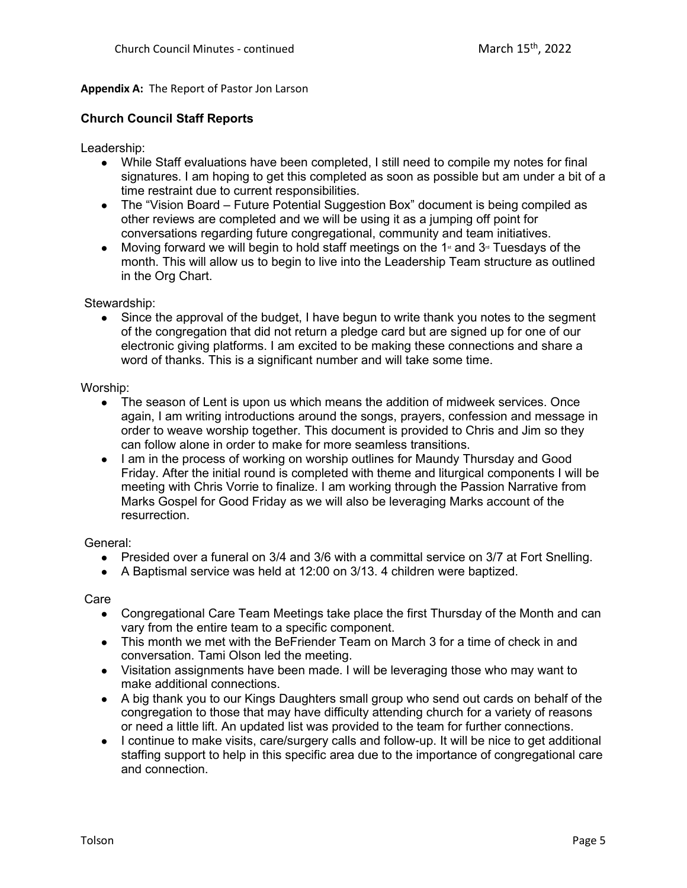**Appendix A:** The Report of Pastor Jon Larson

## Church Council Staff Reports

Leadership:

- While Staff evaluations have been completed, I still need to compile my notes for final signatures. I am hoping to get this completed as soon as possible but am under a bit of a time restraint due to current responsibilities.
- The "Vision Board – Future Potential Suggestion Box" document is being compiled as other reviews are completed and we will be using it as a jumping off point for conversations regarding future congregational, community and team initiatives.
- Moving forward we will begin to hold staff meetings on the 1st and 3rd Tuesdays of the month. This will allow us to begin to live into the Leadership Team structure as outlined in the Org Chart.

Stewardship:

- Since the approval of the budget, I have begun to write thank you notes to the segment of the congregation that did not return a pledge card but are signed up for one of our electronic giving platforms. I am excited to be making these connections and share a word of thanks. This is a significant number and will take some time.

Worship:

- The season of Lent is upon us which means the addition of midweek services. Once again, I am writing introductions around the songs, prayers, confession and message in order to weave worship together. This document is provided to Chris and Jim so they can follow alone in order to make for more seamless transitions.
- I am in the process of working on worship outlines for Maundy Thursday and Good Friday. After the initial round is completed with theme and liturgical components I will be meeting with Chris Vorrie to finalize. I am working through the Passion Narrative from Marks Gospel for Good Friday as we will also be leveraging Marks account of the resurrection.

General:

- Presided over a funeral on 3/4 and 3/6 with a committal service on 3/7 at Fort Snelling.
- A Baptismal service was held at 12:00 on 3/13. 4 children were baptized.

Care

- Congregational Care Team Meetings take place the first Thursday of the Month and can vary from the entire team to a specific component.
- This month we met with the BeFriender Team on March 3 for a time of check in and conversation. Tami Olson led the meeting.
- Visitation assignments have been made. I will be leveraging those who may want to make additional connections.
- A big thank you to our Kings Daughters small group who send out cards on behalf of the congregation to those that may have difficulty attending church for a variety of reasons or need a little lift. An updated list was provided to the team for further connections.
- I continue to make visits, care/surgery calls and follow-up. It will be nice to get additional staffing support to help in this specific area due to the importance of congregational care and connection.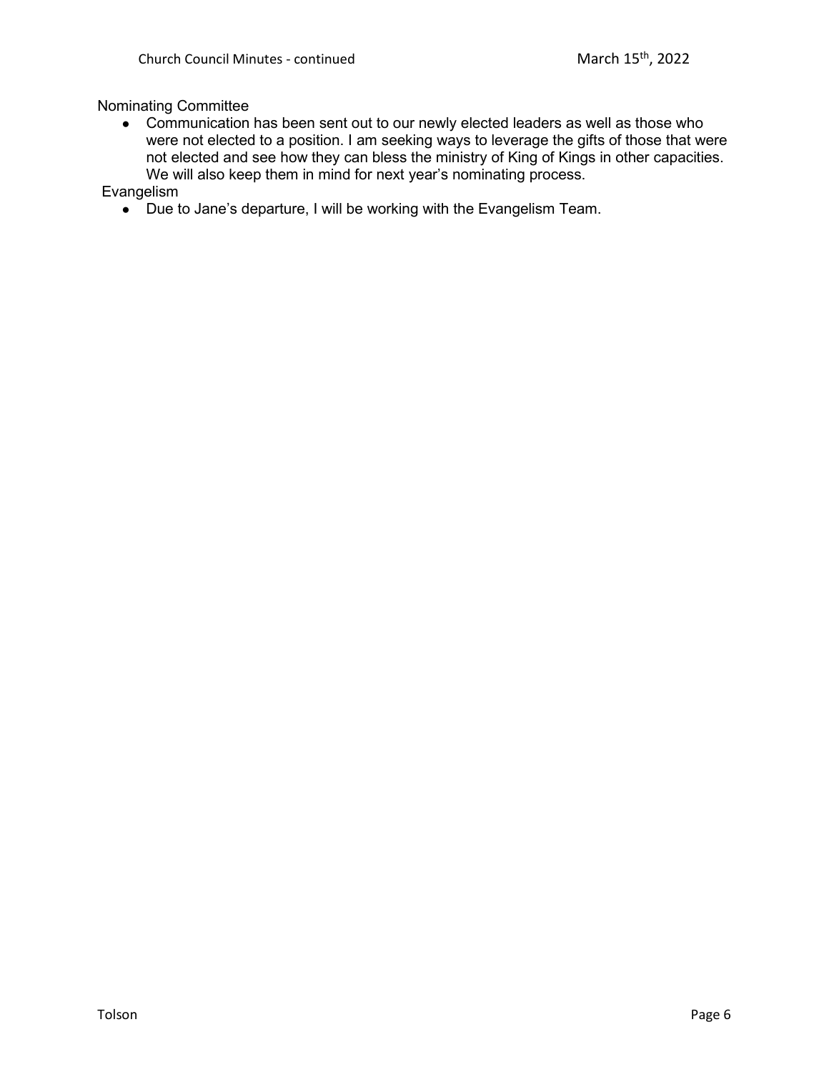Nominating Committee

- Communication has been sent out to our newly elected leaders as well as those who were not elected to a position. I am seeking ways to leverage the gifts of those that were not elected and see how they can bless the ministry of King of Kings in other capacities. We will also keep them in mind for next year's nominating process.

Evangelism

- Due to Jane's departure, I will be working with the Evangelism Team.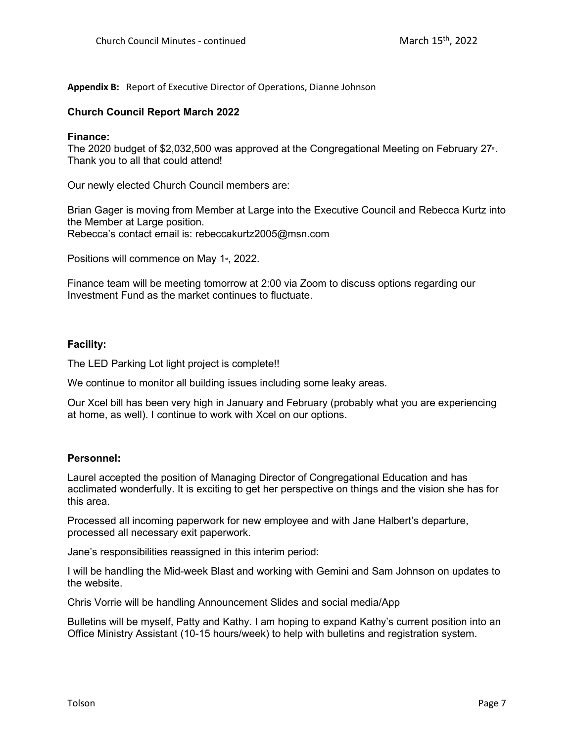**Appendix B:** Report of Executive Director of Operations, Dianne Johnson

### Church Council Report March 2022

**Finance:**

The 2020 budget of $2,032,500 was approved at the Congregational Meeting on February 27th. Thank you to all that could attend!

Our newly elected Church Council members are:

Brian Gager is moving from Member at Large into the Executive Council and Rebecca Kurtz into the Member at Large position.
Rebecca's contact email is: rebeccakurtz2005@msn.com

Positions will commence on May 1st, 2022.

Finance team will be meeting tomorrow at 2:00 via Zoom to discuss options regarding our Investment Fund as the market continues to fluctuate.

**Facility:**

The LED Parking Lot light project is complete!!

We continue to monitor all building issues including some leaky areas.

Our Xcel bill has been very high in January and February (probably what you are experiencing at home, as well). I continue to work with Xcel on our options.

**Personnel:**

Laurel accepted the position of Managing Director of Congregational Education and has acclimated wonderfully. It is exciting to get her perspective on things and the vision she has for this area.

Processed all incoming paperwork for new employee and with Jane Halbert's departure, processed all necessary exit paperwork.

Jane's responsibilities reassigned in this interim period:

I will be handling the Mid-week Blast and working with Gemini and Sam Johnson on updates to the website.

Chris Vorrie will be handling Announcement Slides and social media/App

Bulletins will be myself, Patty and Kathy. I am hoping to expand Kathy's current position into an Office Ministry Assistant (10-15 hours/week) to help with bulletins and registration system.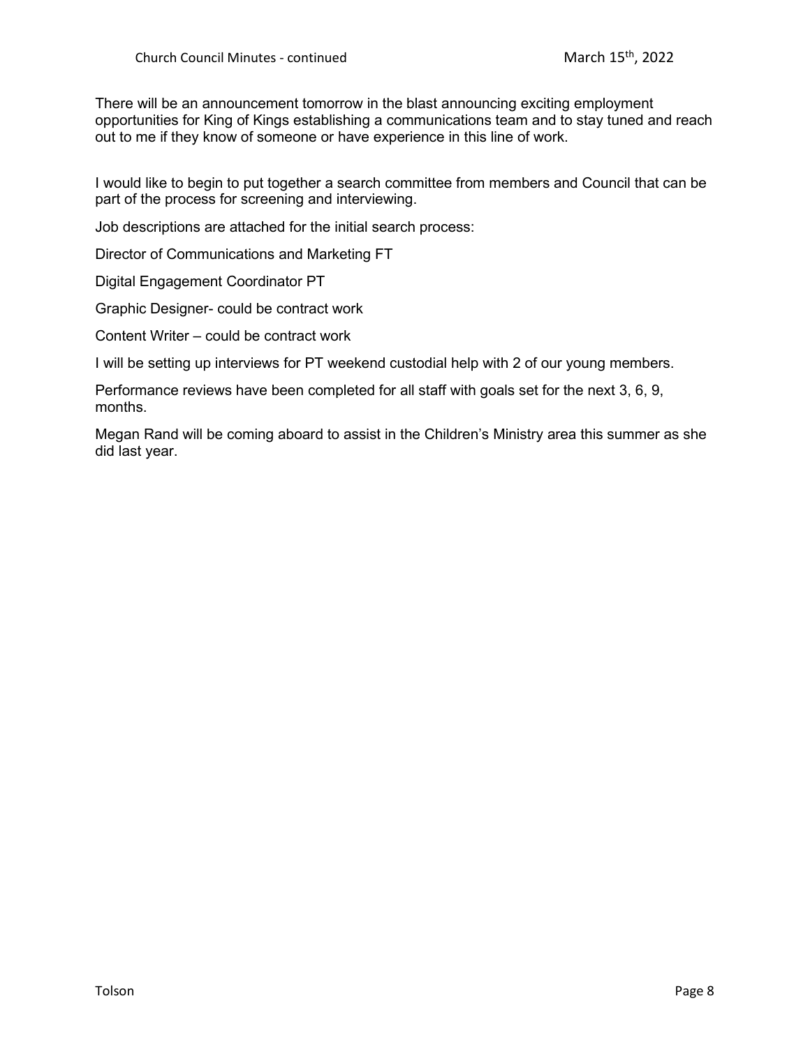There will be an announcement tomorrow in the blast announcing exciting employment opportunities for King of Kings establishing a communications team and to stay tuned and reach out to me if they know of someone or have experience in this line of work.

I would like to begin to put together a search committee from members and Council that can be part of the process for screening and interviewing.

Job descriptions are attached for the initial search process:

Director of Communications and Marketing FT

Digital Engagement Coordinator PT

Graphic Designer- could be contract work

Content Writer – could be contract work

I will be setting up interviews for PT weekend custodial help with 2 of our young members.

Performance reviews have been completed for all staff with goals set for the next 3, 6, 9, months.

Megan Rand will be coming aboard to assist in the Children's Ministry area this summer as she did last year.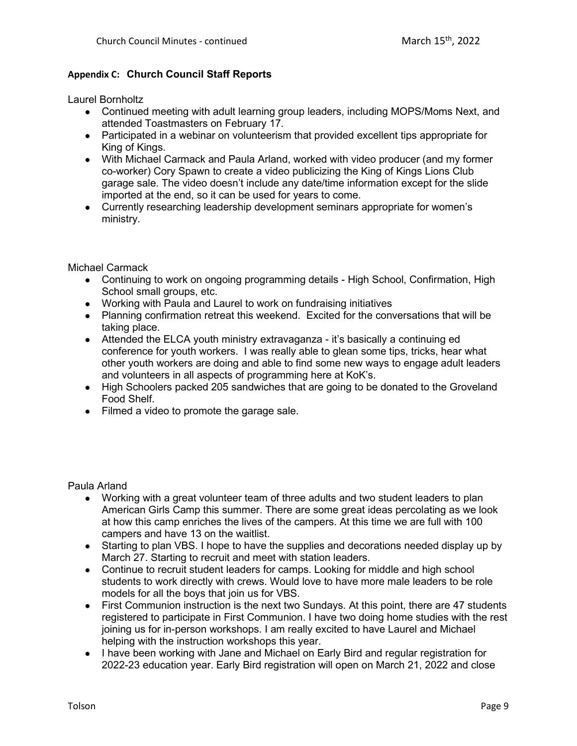## Appendix C: Church Council Staff Reports

Laurel Bornholtz

- Continued meeting with adult learning group leaders, including MOPS/Moms Next, and attended Toastmasters on February 17.
- Participated in a webinar on volunteerism that provided excellent tips appropriate for King of Kings.
- With Michael Carmack and Paula Arland, worked with video producer (and my former co-worker) Cory Spawn to create a video publicizing the King of Kings Lions Club garage sale. The video doesn't include any date/time information except for the slide imported at the end, so it can be used for years to come.
- Currently researching leadership development seminars appropriate for women's ministry.

Michael Carmack

- Continuing to work on ongoing programming details - High School, Confirmation, High School small groups, etc.
- Working with Paula and Laurel to work on fundraising initiatives
- Planning confirmation retreat this weekend. Excited for the conversations that will be taking place.
- Attended the ELCA youth ministry extravaganza - it's basically a continuing ed conference for youth workers. I was really able to glean some tips, tricks, hear what other youth workers are doing and able to find some new ways to engage adult leaders and volunteers in all aspects of programming here at KoK's.
- High Schoolers packed 205 sandwiches that are going to be donated to the Groveland Food Shelf.
- Filmed a video to promote the garage sale.

Paula Arland

- Working with a great volunteer team of three adults and two student leaders to plan American Girls Camp this summer. There are some great ideas percolating as we look at how this camp enriches the lives of the campers. At this time we are full with 100 campers and have 13 on the waitlist.
- Starting to plan VBS. I hope to have the supplies and decorations needed display up by March 27. Starting to recruit and meet with station leaders.
- Continue to recruit student leaders for camps. Looking for middle and high school students to work directly with crews. Would love to have more male leaders to be role models for all the boys that join us for VBS.
- First Communion instruction is the next two Sundays. At this point, there are 47 students registered to participate in First Communion. I have two doing home studies with the rest joining us for in-person workshops. I am really excited to have Laurel and Michael helping with the instruction workshops this year.
- I have been working with Jane and Michael on Early Bird and regular registration for 2022-23 education year. Early Bird registration will open on March 21, 2022 and close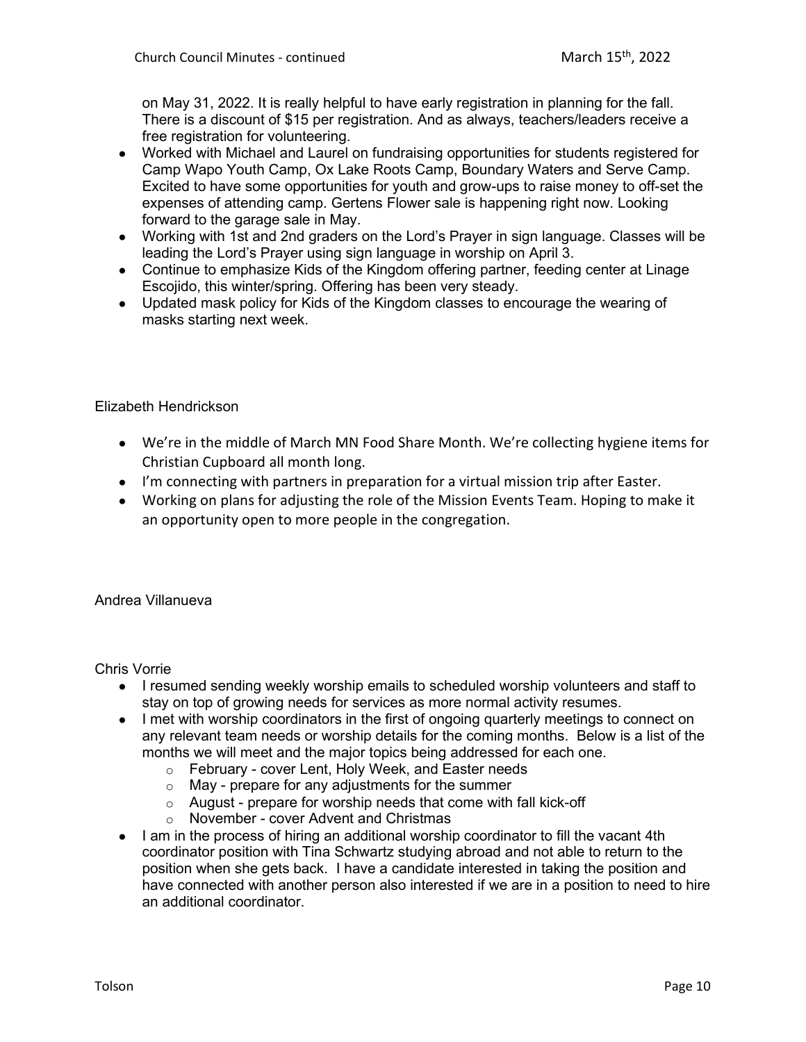on May 31, 2022. It is really helpful to have early registration in planning for the fall. There is a discount of $15 per registration. And as always, teachers/leaders receive a free registration for volunteering.

- Worked with Michael and Laurel on fundraising opportunities for students registered for Camp Wapo Youth Camp, Ox Lake Roots Camp, Boundary Waters and Serve Camp. Excited to have some opportunities for youth and grow-ups to raise money to off-set the expenses of attending camp. Gertens Flower sale is happening right now. Looking forward to the garage sale in May.
- Working with 1st and 2nd graders on the Lord's Prayer in sign language. Classes will be leading the Lord's Prayer using sign language in worship on April 3.
- Continue to emphasize Kids of the Kingdom offering partner, feeding center at Linage Escojido, this winter/spring. Offering has been very steady.
- Updated mask policy for Kids of the Kingdom classes to encourage the wearing of masks starting next week.

Elizabeth Hendrickson

- We're in the middle of March MN Food Share Month. We're collecting hygiene items for Christian Cupboard all month long.
- I'm connecting with partners in preparation for a virtual mission trip after Easter.
- Working on plans for adjusting the role of the Mission Events Team. Hoping to make it an opportunity open to more people in the congregation.

Andrea Villanueva

Chris Vorrie

- I resumed sending weekly worship emails to scheduled worship volunteers and staff to stay on top of growing needs for services as more normal activity resumes.
- I met with worship coordinators in the first of ongoing quarterly meetings to connect on any relevant team needs or worship details for the coming months. Below is a list of the months we will meet and the major topics being addressed for each one.
    - February - cover Lent, Holy Week, and Easter needs
    - May - prepare for any adjustments for the summer
    - August - prepare for worship needs that come with fall kick-off
    - November - cover Advent and Christmas
- I am in the process of hiring an additional worship coordinator to fill the vacant 4th coordinator position with Tina Schwartz studying abroad and not able to return to the position when she gets back. I have a candidate interested in taking the position and have connected with another person also interested if we are in a position to need to hire an additional coordinator.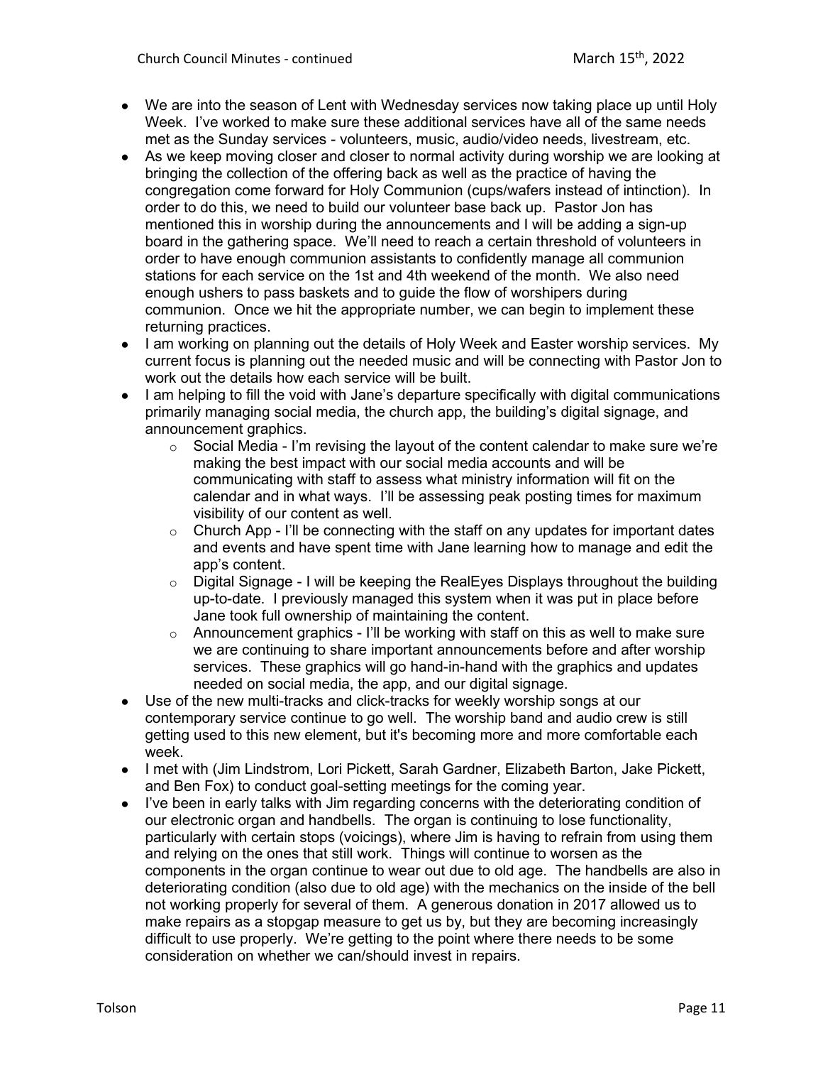- We are into the season of Lent with Wednesday services now taking place up until Holy Week. I've worked to make sure these additional services have all of the same needs met as the Sunday services - volunteers, music, audio/video needs, livestream, etc.
- As we keep moving closer and closer to normal activity during worship we are looking at bringing the collection of the offering back as well as the practice of having the congregation come forward for Holy Communion (cups/wafers instead of intinction). In order to do this, we need to build our volunteer base back up. Pastor Jon has mentioned this in worship during the announcements and I will be adding a sign-up board in the gathering space. We'll need to reach a certain threshold of volunteers in order to have enough communion assistants to confidently manage all communion stations for each service on the 1st and 4th weekend of the month. We also need enough ushers to pass baskets and to guide the flow of worshipers during communion. Once we hit the appropriate number, we can begin to implement these returning practices.
- I am working on planning out the details of Holy Week and Easter worship services. My current focus is planning out the needed music and will be connecting with Pastor Jon to work out the details how each service will be built.
- I am helping to fill the void with Jane's departure specifically with digital communications primarily managing social media, the church app, the building's digital signage, and announcement graphics.
  - Social Media - I'm revising the layout of the content calendar to make sure we're making the best impact with our social media accounts and will be communicating with staff to assess what ministry information will fit on the calendar and in what ways. I'll be assessing peak posting times for maximum visibility of our content as well.
  - Church App - I'll be connecting with the staff on any updates for important dates and events and have spent time with Jane learning how to manage and edit the app's content.
  - Digital Signage - I will be keeping the RealEyes Displays throughout the building up-to-date. I previously managed this system when it was put in place before Jane took full ownership of maintaining the content.
  - Announcement graphics - I'll be working with staff on this as well to make sure we are continuing to share important announcements before and after worship services. These graphics will go hand-in-hand with the graphics and updates needed on social media, the app, and our digital signage.
- Use of the new multi-tracks and click-tracks for weekly worship songs at our contemporary service continue to go well. The worship band and audio crew is still getting used to this new element, but it's becoming more and more comfortable each week.
- I met with (Jim Lindstrom, Lori Pickett, Sarah Gardner, Elizabeth Barton, Jake Pickett, and Ben Fox) to conduct goal-setting meetings for the coming year.
- I've been in early talks with Jim regarding concerns with the deteriorating condition of our electronic organ and handbells. The organ is continuing to lose functionality, particularly with certain stops (voicings), where Jim is having to refrain from using them and relying on the ones that still work. Things will continue to worsen as the components in the organ continue to wear out due to old age. The handbells are also in deteriorating condition (also due to old age) with the mechanics on the inside of the bell not working properly for several of them. A generous donation in 2017 allowed us to make repairs as a stopgap measure to get us by, but they are becoming increasingly difficult to use properly. We're getting to the point where there needs to be some consideration on whether we can/should invest in repairs.